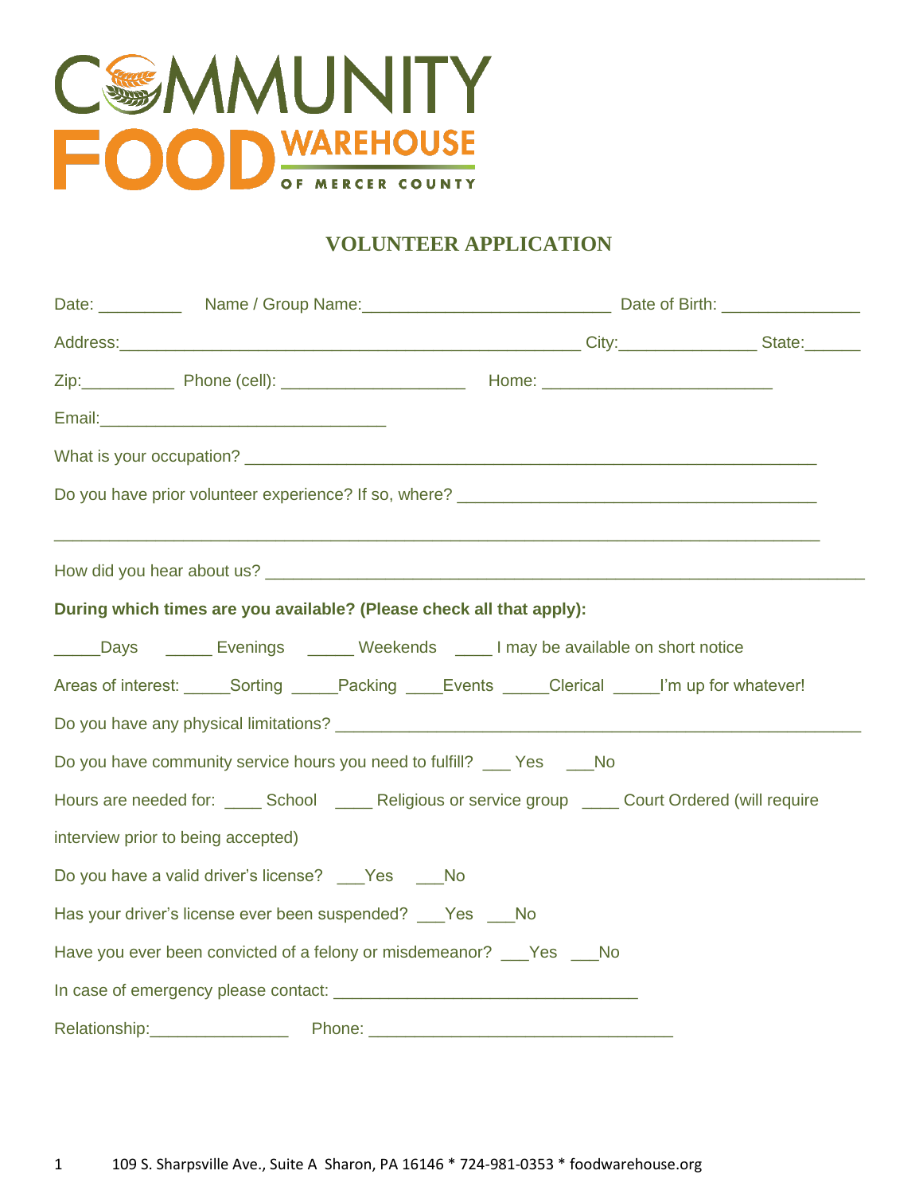# COMMUNITY FOOD WAREHOUSE OF MERCER COUNTY

## VOLUNTEER APPLICATION

Date: _________ Name / Group Name:___________________________ Date of Birth: _______________

Address:___________________________________________________ City:_______________ State:______

Zip:__________ Phone (cell): ____________________ Home: ________________________

Email:_______________________________

What is your occupation? _______________________________________________________________

Do you have prior volunteer experience? If so, where? _______________________________________

___________________________________________________________________________________

How did you hear about us? _________________________________________________________________

**During which times are you available? (Please check all that apply):**

_____Days _____ Evenings _____ Weekends ____ I may be available on short notice

Areas of interest: _____Sorting _____Packing ____Events _____Clerical _____I'm up for whatever!

Do you have any physical limitations? _____________________________________________________

Do you have community service hours you need to fulfill? ___ Yes ___No

Hours are needed for: ____ School ____ Religious or service group ____ Court Ordered (will require interview prior to being accepted)

Do you have a valid driver's license? ___Yes ___No

Has your driver's license ever been suspended? ___Yes ___No

Have you ever been convicted of a felony or misdemeanor? ___Yes ___No

In case of emergency please contact: ________________________________

Relationship:_______________ Phone: ________________________________

109 S. Sharpsville Ave., Suite A Sharon, PA 16146 * 724-981-0353 * foodwarehouse.org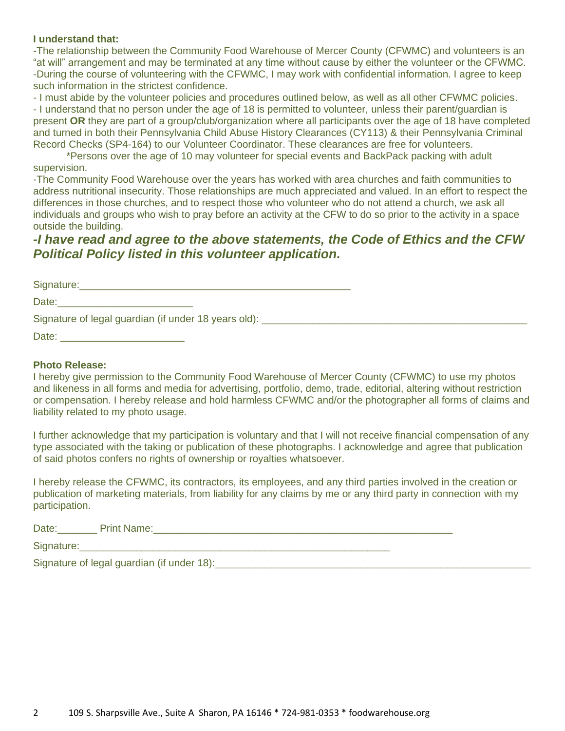**I understand that:**

-The relationship between the Community Food Warehouse of Mercer County (CFWMC) and volunteers is an "at will" arrangement and may be terminated at any time without cause by either the volunteer or the CFWMC.
-During the course of volunteering with the CFWMC, I may work with confidential information. I agree to keep such information in the strictest confidence.
- I must abide by the volunteer policies and procedures outlined below, as well as all other CFWMC policies.
- I understand that no person under the age of 18 is permitted to volunteer, unless their parent/guardian is present **OR** they are part of a group/club/organization where all participants over the age of 18 have completed and turned in both their Pennsylvania Child Abuse History Clearances (CY113) & their Pennsylvania Criminal Record Checks (SP4-164) to our Volunteer Coordinator. These clearances are free for volunteers.
    *Persons over the age of 10 may volunteer for special events and BackPack packing with adult supervision.
-The Community Food Warehouse over the years has worked with area churches and faith communities to address nutritional insecurity. Those relationships are much appreciated and valued. In an effort to respect the differences in those churches, and to respect those who volunteer who do not attend a church, we ask all individuals and groups who wish to pray before an activity at the CFW to do so prior to the activity in a space outside the building.

***-I have read and agree to the above statements, the Code of Ethics and the CFW Political Policy listed in this volunteer application.***

Signature:_______________________________________________

Date:________________________

Signature of legal guardian (if under 18 years old): _______________________________________________

Date: ______________________

**Photo Release:**

I hereby give permission to the Community Food Warehouse of Mercer County (CFWMC) to use my photos and likeness in all forms and media for advertising, portfolio, demo, trade, editorial, altering without restriction or compensation. I hereby release and hold harmless CFWMC and/or the photographer all forms of claims and liability related to my photo usage.

I further acknowledge that my participation is voluntary and that I will not receive financial compensation of any type associated with the taking or publication of these photographs. I acknowledge and agree that publication of said photos confers no rights of ownership or royalties whatsoever.

I hereby release the CFWMC, its contractors, its employees, and any third parties involved in the creation or publication of marketing materials, from liability for any claims by me or any third party in connection with my participation.

Date:_______ Print Name:_____________________________________________________

Signature:_______________________________________________________

Signature of legal guardian (if under 18):_________________________________________________________

109 S. Sharpsville Ave., Suite A Sharon, PA 16146 * 724-981-0353 * foodwarehouse.org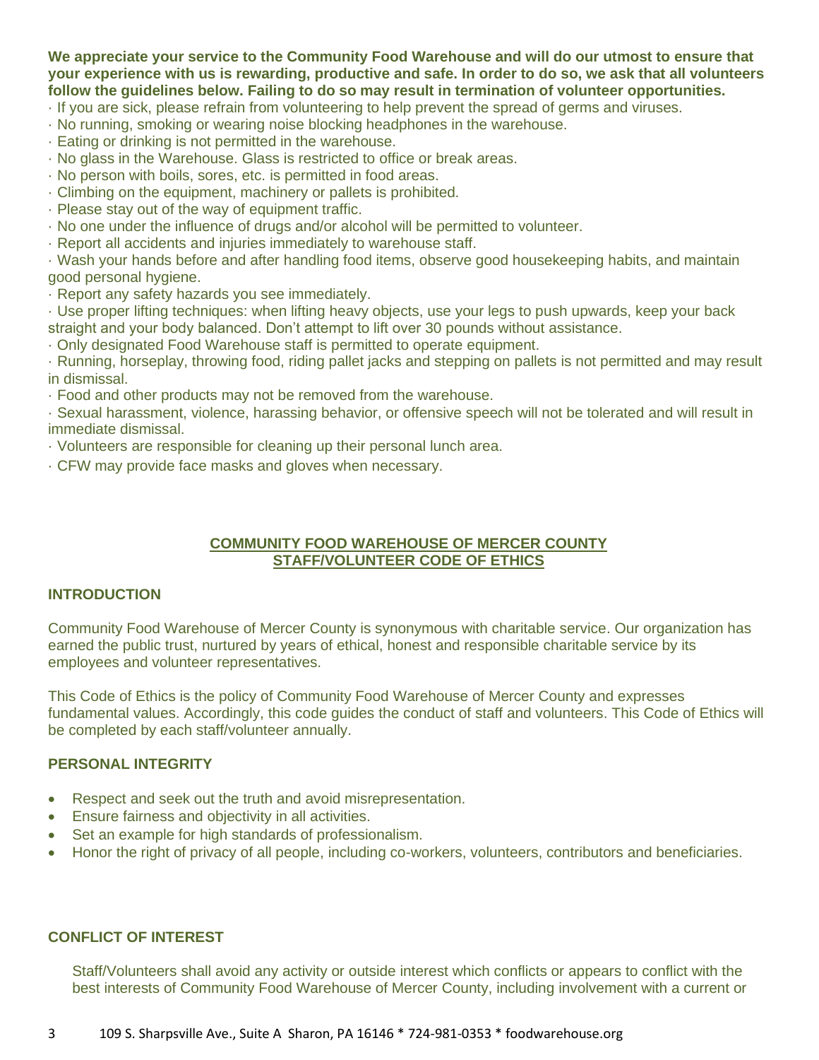**We appreciate your service to the Community Food Warehouse and will do our utmost to ensure that your experience with us is rewarding, productive and safe. In order to do so, we ask that all volunteers follow the guidelines below. Failing to do so may result in termination of volunteer opportunities.**

- If you are sick, please refrain from volunteering to help prevent the spread of germs and viruses.
- No running, smoking or wearing noise blocking headphones in the warehouse.
- Eating or drinking is not permitted in the warehouse.
- No glass in the Warehouse. Glass is restricted to office or break areas.
- No person with boils, sores, etc. is permitted in food areas.
- Climbing on the equipment, machinery or pallets is prohibited.
- Please stay out of the way of equipment traffic.
- No one under the influence of drugs and/or alcohol will be permitted to volunteer.
- Report all accidents and injuries immediately to warehouse staff.
- Wash your hands before and after handling food items, observe good housekeeping habits, and maintain good personal hygiene.
- Report any safety hazards you see immediately.
- Use proper lifting techniques: when lifting heavy objects, use your legs to push upwards, keep your back straight and your body balanced. Don't attempt to lift over 30 pounds without assistance.
- Only designated Food Warehouse staff is permitted to operate equipment.
- Running, horseplay, throwing food, riding pallet jacks and stepping on pallets is not permitted and may result in dismissal.
- Food and other products may not be removed from the warehouse.
- Sexual harassment, violence, harassing behavior, or offensive speech will not be tolerated and will result in immediate dismissal.
- Volunteers are responsible for cleaning up their personal lunch area.
- CFW may provide face masks and gloves when necessary.

## COMMUNITY FOOD WAREHOUSE OF MERCER COUNTY
## STAFF/VOLUNTEER CODE OF ETHICS

### INTRODUCTION

Community Food Warehouse of Mercer County is synonymous with charitable service. Our organization has earned the public trust, nurtured by years of ethical, honest and responsible charitable service by its employees and volunteer representatives.

This Code of Ethics is the policy of Community Food Warehouse of Mercer County and expresses fundamental values. Accordingly, this code guides the conduct of staff and volunteers. This Code of Ethics will be completed by each staff/volunteer annually.

### PERSONAL INTEGRITY

- Respect and seek out the truth and avoid misrepresentation.
- Ensure fairness and objectivity in all activities.
- Set an example for high standards of professionalism.
- Honor the right of privacy of all people, including co-workers, volunteers, contributors and beneficiaries.

### CONFLICT OF INTEREST

Staff/Volunteers shall avoid any activity or outside interest which conflicts or appears to conflict with the best interests of Community Food Warehouse of Mercer County, including involvement with a current or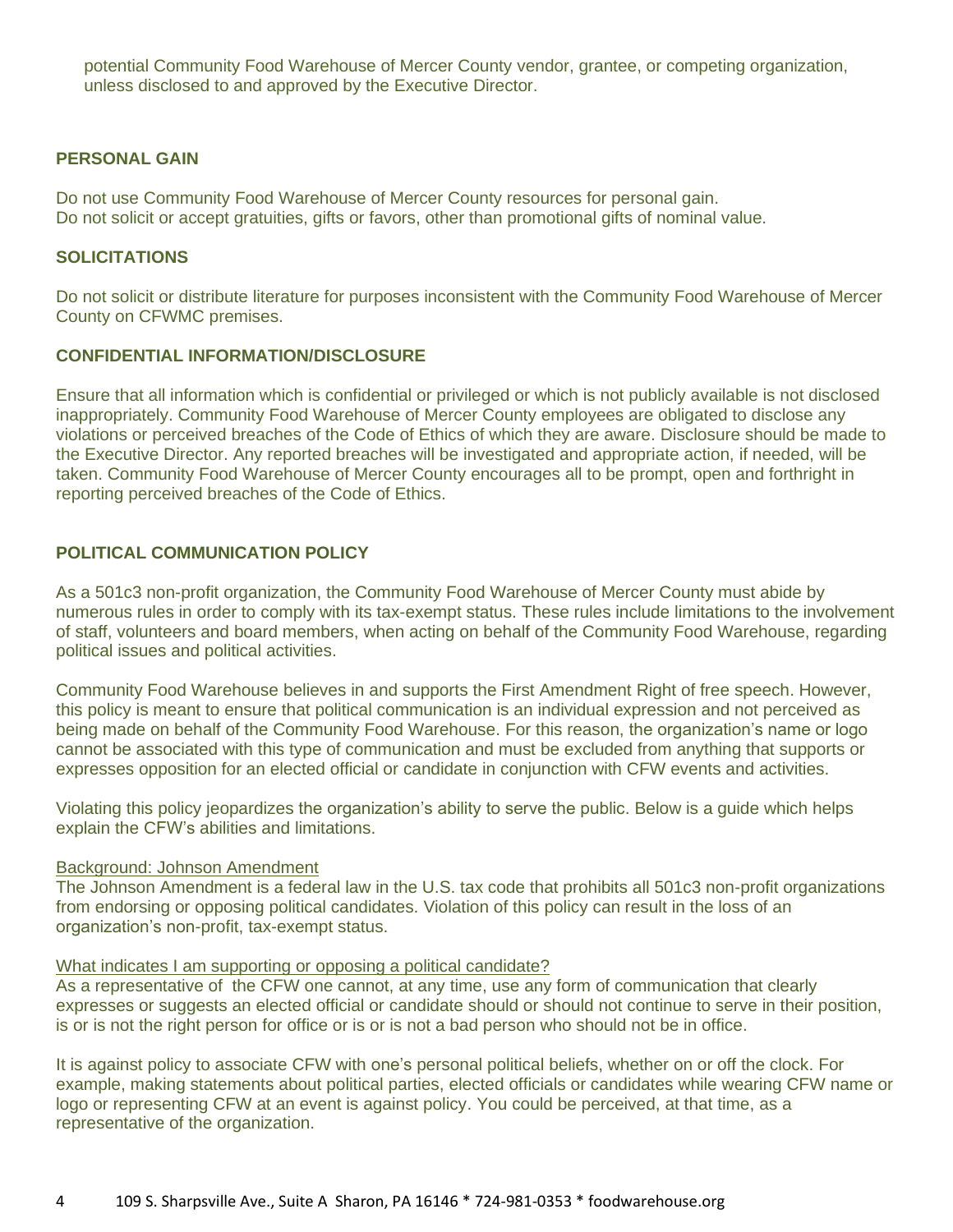potential Community Food Warehouse of Mercer County vendor, grantee, or competing organization, unless disclosed to and approved by the Executive Director.

**PERSONAL GAIN**

Do not use Community Food Warehouse of Mercer County resources for personal gain.
Do not solicit or accept gratuities, gifts or favors, other than promotional gifts of nominal value.

**SOLICITATIONS**

Do not solicit or distribute literature for purposes inconsistent with the Community Food Warehouse of Mercer County on CFWMC premises.

**CONFIDENTIAL INFORMATION/DISCLOSURE**

Ensure that all information which is confidential or privileged or which is not publicly available is not disclosed inappropriately. Community Food Warehouse of Mercer County employees are obligated to disclose any violations or perceived breaches of the Code of Ethics of which they are aware. Disclosure should be made to the Executive Director. Any reported breaches will be investigated and appropriate action, if needed, will be taken. Community Food Warehouse of Mercer County encourages all to be prompt, open and forthright in reporting perceived breaches of the Code of Ethics.

**POLITICAL COMMUNICATION POLICY**

As a 501c3 non-profit organization, the Community Food Warehouse of Mercer County must abide by numerous rules in order to comply with its tax-exempt status. These rules include limitations to the involvement of staff, volunteers and board members, when acting on behalf of the Community Food Warehouse, regarding political issues and political activities.

Community Food Warehouse believes in and supports the First Amendment Right of free speech. However, this policy is meant to ensure that political communication is an individual expression and not perceived as being made on behalf of the Community Food Warehouse. For this reason, the organization's name or logo cannot be associated with this type of communication and must be excluded from anything that supports or expresses opposition for an elected official or candidate in conjunction with CFW events and activities.

Violating this policy jeopardizes the organization's ability to serve the public. Below is a guide which helps explain the CFW's abilities and limitations.

Background: Johnson Amendment
The Johnson Amendment is a federal law in the U.S. tax code that prohibits all 501c3 non-profit organizations from endorsing or opposing political candidates. Violation of this policy can result in the loss of an organization's non-profit, tax-exempt status.

What indicates I am supporting or opposing a political candidate?
As a representative of the CFW one cannot, at any time, use any form of communication that clearly expresses or suggests an elected official or candidate should or should not continue to serve in their position, is or is not the right person for office or is or is not a bad person who should not be in office.

It is against policy to associate CFW with one's personal political beliefs, whether on or off the clock. For example, making statements about political parties, elected officials or candidates while wearing CFW name or logo or representing CFW at an event is against policy. You could be perceived, at that time, as a representative of the organization.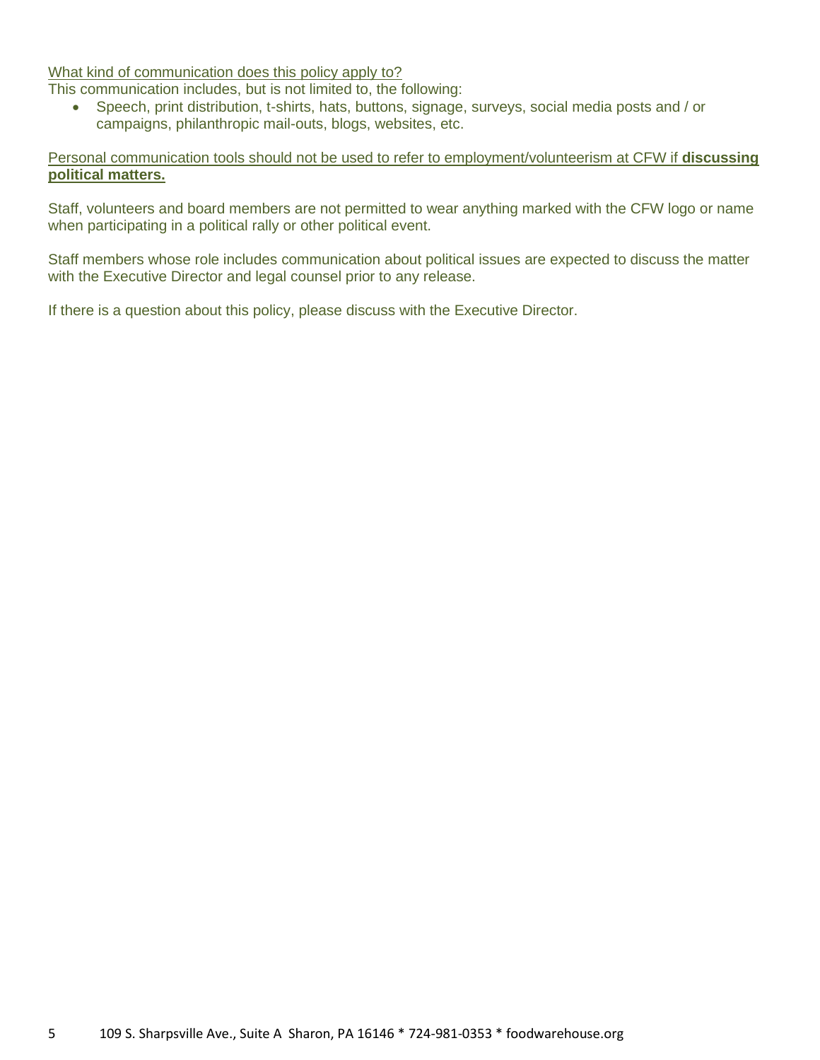What kind of communication does this policy apply to?

This communication includes, but is not limited to, the following:

- Speech, print distribution, t-shirts, hats, buttons, signage, surveys, social media posts and / or campaigns, philanthropic mail-outs, blogs, websites, etc.

Personal communication tools should not be used to refer to employment/volunteerism at CFW if **discussing political matters.**

Staff, volunteers and board members are not permitted to wear anything marked with the CFW logo or name when participating in a political rally or other political event.

Staff members whose role includes communication about political issues are expected to discuss the matter with the Executive Director and legal counsel prior to any release.

If there is a question about this policy, please discuss with the Executive Director.